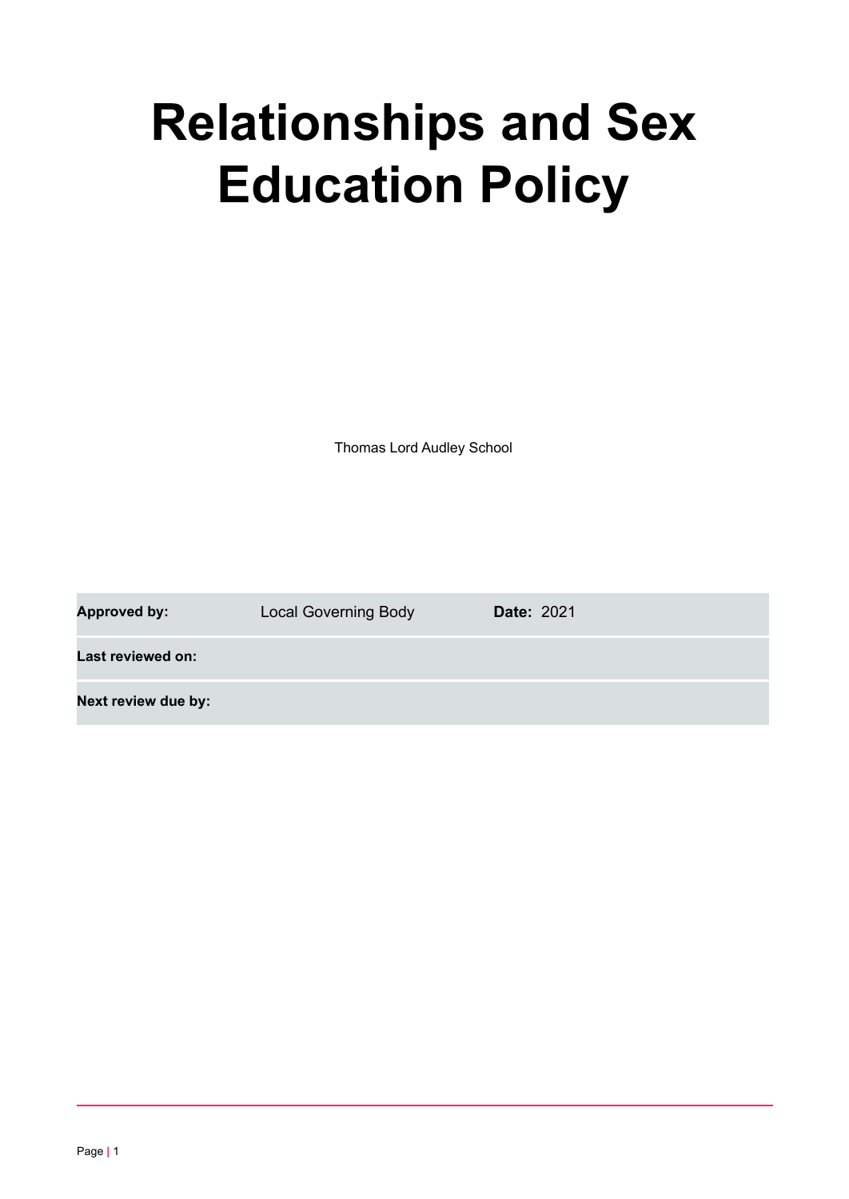# Relationships and Sex Education Policy

Thomas Lord Audley School

| Approved by: | Local Governing Body | Date: 2021 |
| --- | --- | --- |
| Last reviewed on: | | |
| Next review due by: | | |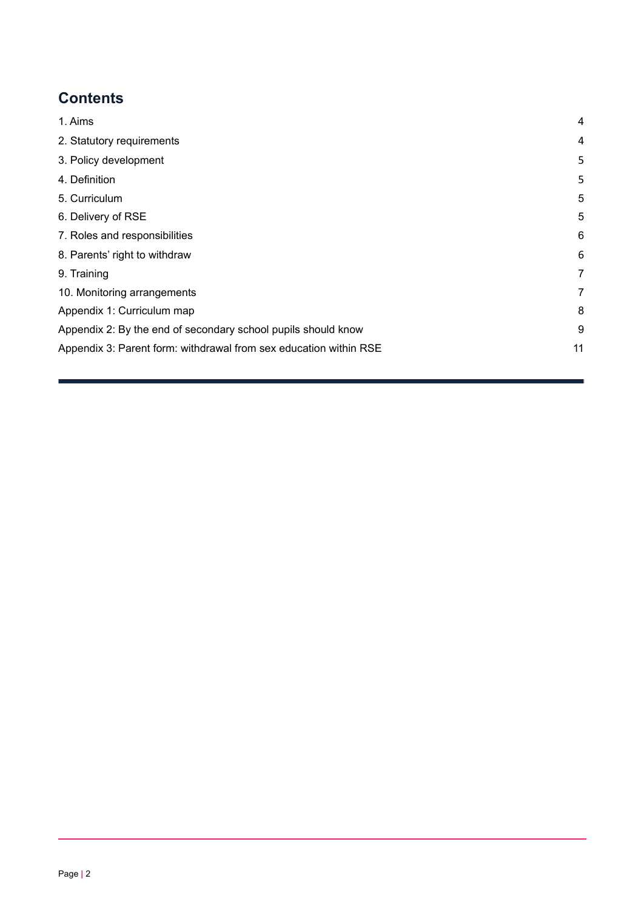## Contents

| | |
|---|---|
| 1. Aims | 4 |
| 2. Statutory requirements | 4 |
| 3. Policy development | 5 |
| 4. Definition | 5 |
| 5. Curriculum | 5 |
| 6. Delivery of RSE | 5 |
| 7. Roles and responsibilities | 6 |
| 8. Parents' right to withdraw | 6 |
| 9. Training | 7 |
| 10. Monitoring arrangements | 7 |
| Appendix 1: Curriculum map | 8 |
| Appendix 2: By the end of secondary school pupils should know | 9 |
| Appendix 3: Parent form: withdrawal from sex education within RSE | 11 |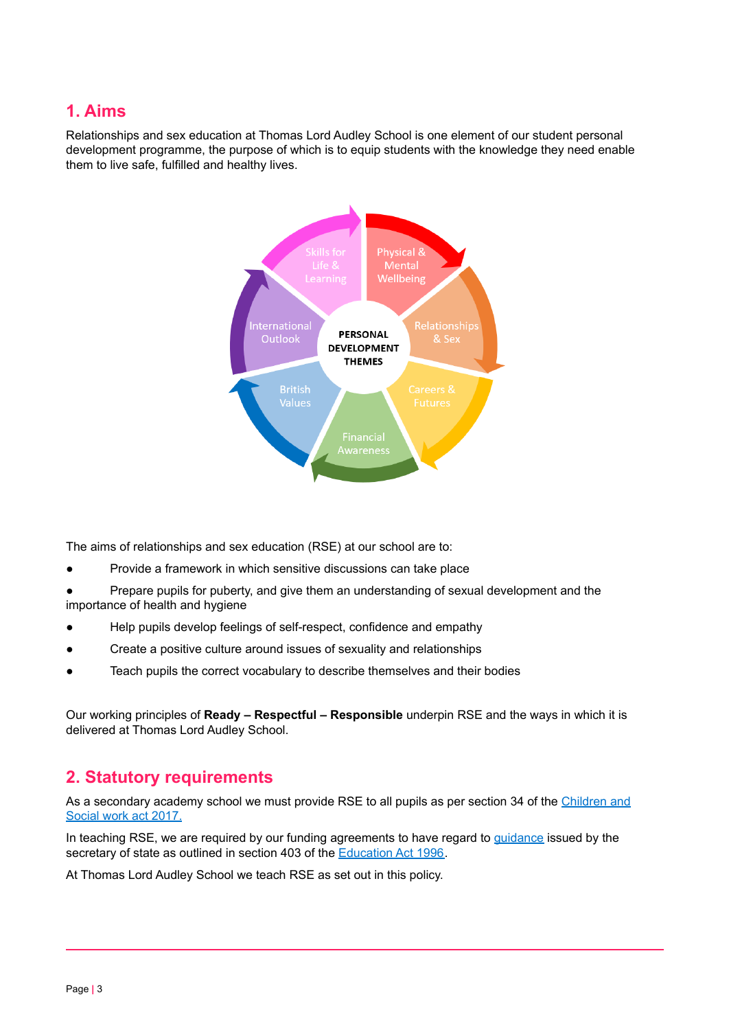## 1. Aims

Relationships and sex education at Thomas Lord Audley School is one element of our student personal development programme, the purpose of which is to equip students with the knowledge they need enable them to live safe, fulfilled and healthy lives.

The aims of relationships and sex education (RSE) at our school are to:

- Provide a framework in which sensitive discussions can take place
- Prepare pupils for puberty, and give them an understanding of sexual development and the importance of health and hygiene
- Help pupils develop feelings of self-respect, confidence and empathy
- Create a positive culture around issues of sexuality and relationships
- Teach pupils the correct vocabulary to describe themselves and their bodies

Our working principles of **Ready – Respectful – Responsible** underpin RSE and the ways in which it is delivered at Thomas Lord Audley School.

## 2. Statutory requirements

As a secondary academy school we must provide RSE to all pupils as per section 34 of the [Children and Social work act 2017.](#)

In teaching RSE, we are required by our funding agreements to have regard to [guidance](#) issued by the secretary of state as outlined in section 403 of the [Education Act 1996](#).

At Thomas Lord Audley School we teach RSE as set out in this policy.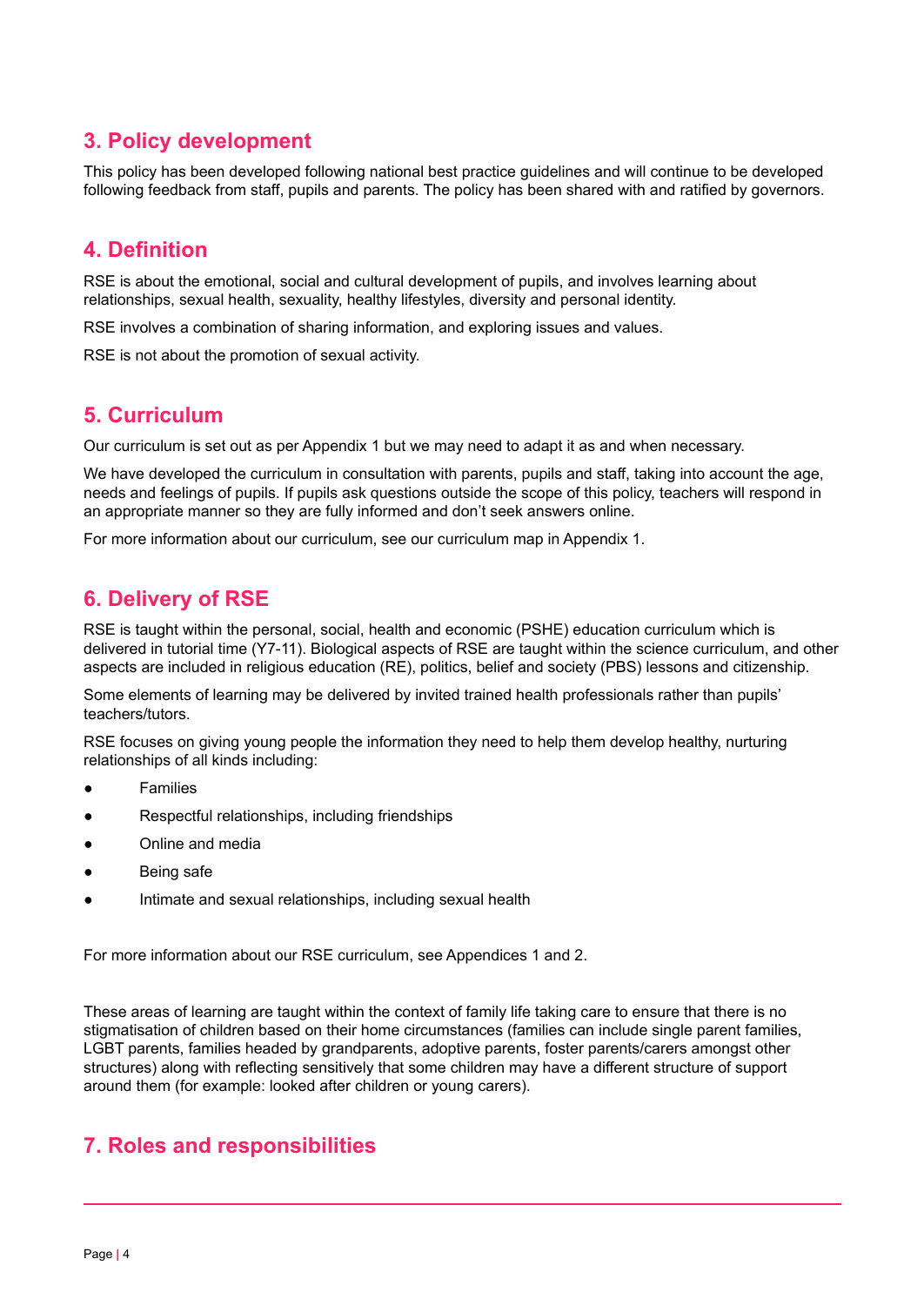## 3. Policy development

This policy has been developed following national best practice guidelines and will continue to be developed following feedback from staff, pupils and parents. The policy has been shared with and ratified by governors.

## 4. Definition

RSE is about the emotional, social and cultural development of pupils, and involves learning about relationships, sexual health, sexuality, healthy lifestyles, diversity and personal identity.

RSE involves a combination of sharing information, and exploring issues and values.

RSE is not about the promotion of sexual activity.

## 5. Curriculum

Our curriculum is set out as per Appendix 1 but we may need to adapt it as and when necessary.

We have developed the curriculum in consultation with parents, pupils and staff, taking into account the age, needs and feelings of pupils. If pupils ask questions outside the scope of this policy, teachers will respond in an appropriate manner so they are fully informed and don't seek answers online.

For more information about our curriculum, see our curriculum map in Appendix 1.

## 6. Delivery of RSE

RSE is taught within the personal, social, health and economic (PSHE) education curriculum which is delivered in tutorial time (Y7-11). Biological aspects of RSE are taught within the science curriculum, and other aspects are included in religious education (RE), politics, belief and society (PBS) lessons and citizenship.

Some elements of learning may be delivered by invited trained health professionals rather than pupils' teachers/tutors.

RSE focuses on giving young people the information they need to help them develop healthy, nurturing relationships of all kinds including:

- Families
- Respectful relationships, including friendships
- Online and media
- Being safe
- Intimate and sexual relationships, including sexual health

For more information about our RSE curriculum, see Appendices 1 and 2.

These areas of learning are taught within the context of family life taking care to ensure that there is no stigmatisation of children based on their home circumstances (families can include single parent families, LGBT parents, families headed by grandparents, adoptive parents, foster parents/carers amongst other structures) along with reflecting sensitively that some children may have a different structure of support around them (for example: looked after children or young carers).

## 7. Roles and responsibilities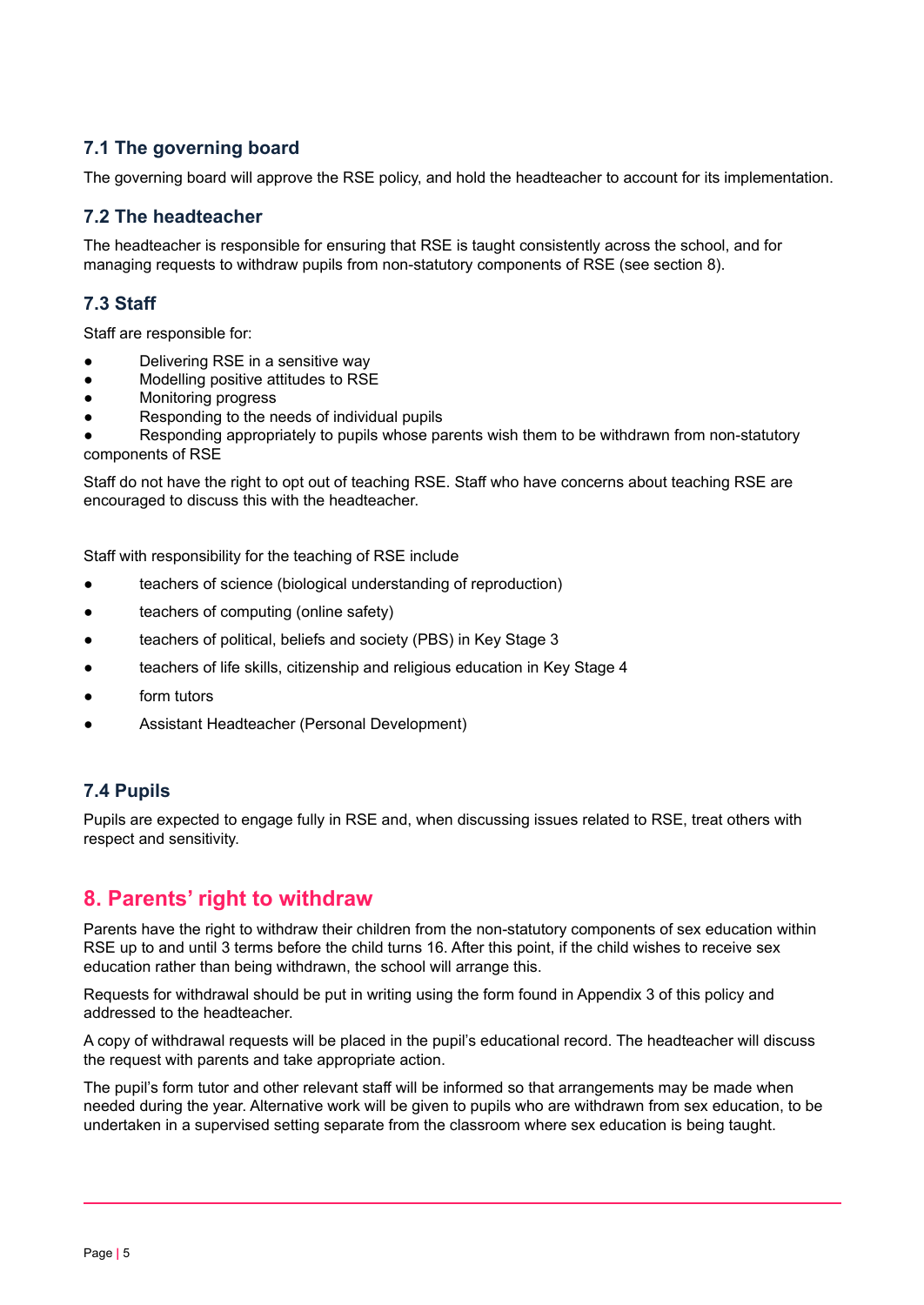### 7.1 The governing board

The governing board will approve the RSE policy, and hold the headteacher to account for its implementation.

### 7.2 The headteacher

The headteacher is responsible for ensuring that RSE is taught consistently across the school, and for managing requests to withdraw pupils from non-statutory components of RSE (see section 8).

### 7.3 Staff

Staff are responsible for:

- Delivering RSE in a sensitive way
- Modelling positive attitudes to RSE
- Monitoring progress
- Responding to the needs of individual pupils
- Responding appropriately to pupils whose parents wish them to be withdrawn from non-statutory components of RSE

Staff do not have the right to opt out of teaching RSE. Staff who have concerns about teaching RSE are encouraged to discuss this with the headteacher.

Staff with responsibility for the teaching of RSE include

- teachers of science (biological understanding of reproduction)
- teachers of computing (online safety)
- teachers of political, beliefs and society (PBS) in Key Stage 3
- teachers of life skills, citizenship and religious education in Key Stage 4
- form tutors
- Assistant Headteacher (Personal Development)

### 7.4 Pupils

Pupils are expected to engage fully in RSE and, when discussing issues related to RSE, treat others with respect and sensitivity.

## 8. Parents' right to withdraw

Parents have the right to withdraw their children from the non-statutory components of sex education within RSE up to and until 3 terms before the child turns 16. After this point, if the child wishes to receive sex education rather than being withdrawn, the school will arrange this.

Requests for withdrawal should be put in writing using the form found in Appendix 3 of this policy and addressed to the headteacher.

A copy of withdrawal requests will be placed in the pupil's educational record. The headteacher will discuss the request with parents and take appropriate action.

The pupil's form tutor and other relevant staff will be informed so that arrangements may be made when needed during the year. Alternative work will be given to pupils who are withdrawn from sex education, to be undertaken in a supervised setting separate from the classroom where sex education is being taught.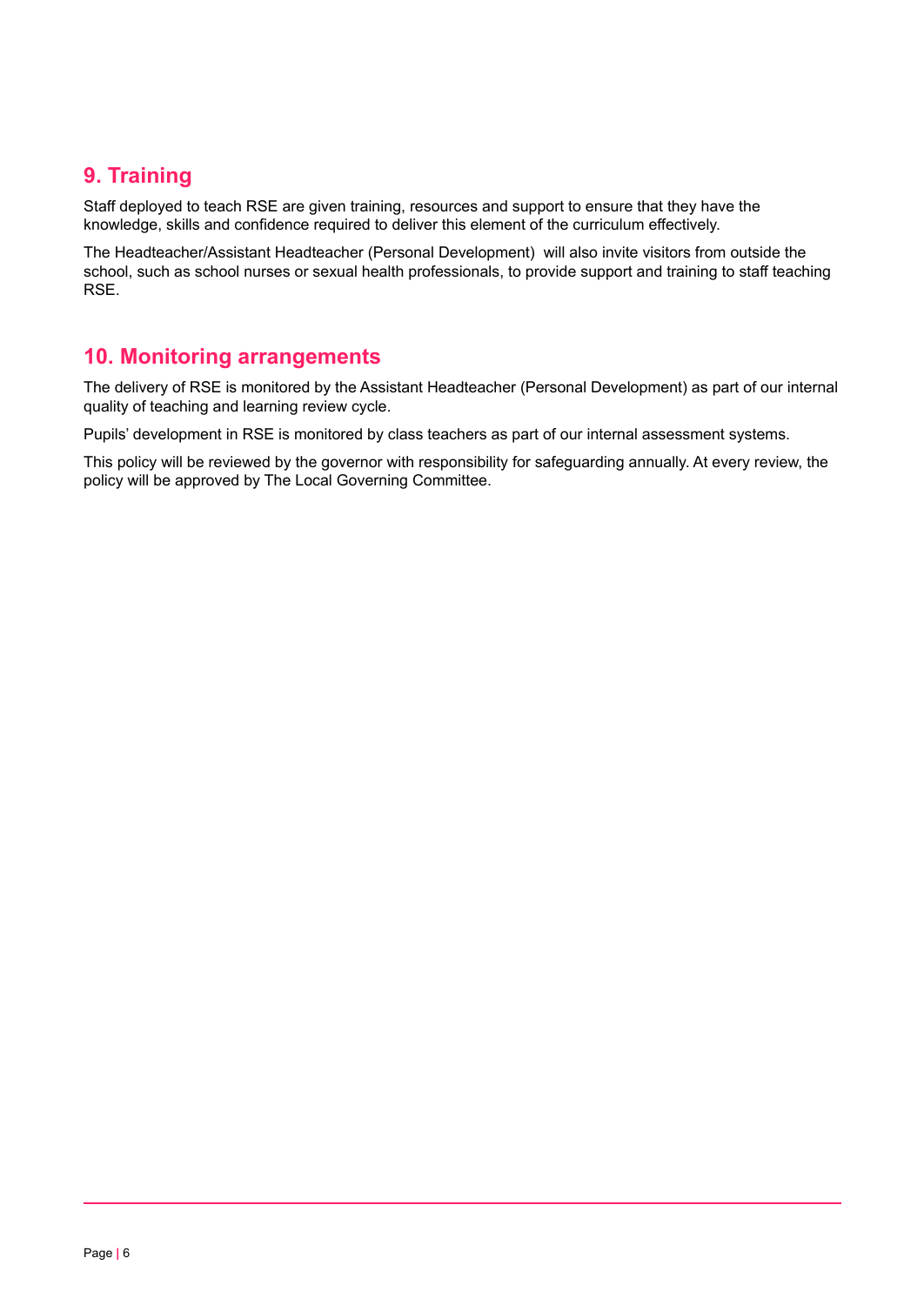## 9. Training

Staff deployed to teach RSE are given training, resources and support to ensure that they have the knowledge, skills and confidence required to deliver this element of the curriculum effectively.

The Headteacher/Assistant Headteacher (Personal Development) will also invite visitors from outside the school, such as school nurses or sexual health professionals, to provide support and training to staff teaching RSE.

## 10. Monitoring arrangements

The delivery of RSE is monitored by the Assistant Headteacher (Personal Development) as part of our internal quality of teaching and learning review cycle.

Pupils' development in RSE is monitored by class teachers as part of our internal assessment systems.

This policy will be reviewed by the governor with responsibility for safeguarding annually. At every review, the policy will be approved by The Local Governing Committee.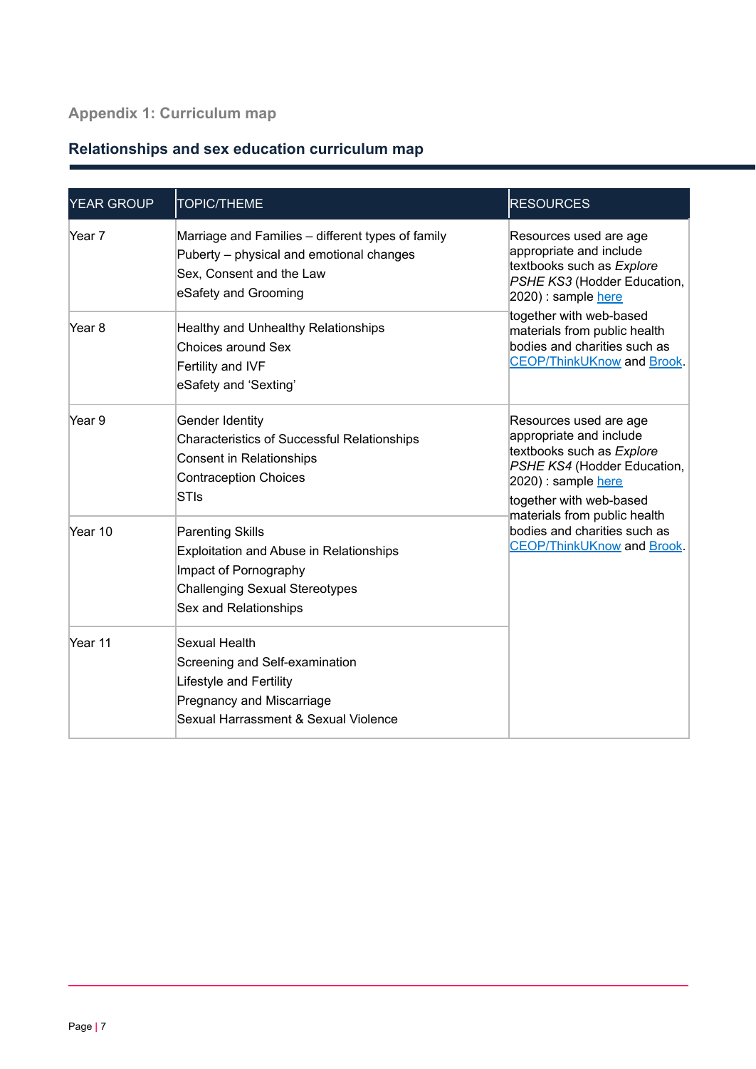## Appendix 1: Curriculum map

### Relationships and sex education curriculum map

| YEAR GROUP | TOPIC/THEME | RESOURCES |
|---|---|---|
| Year 7 | Marriage and Families – different types of family<br>Puberty – physical and emotional changes<br>Sex, Consent and the Law<br>eSafety and Grooming | Resources used are age appropriate and include textbooks such as *Explore PSHE KS3* (Hodder Education, 2020) : sample here<br>together with web-based materials from public health bodies and charities such as CEOP/ThinkUKnow and Brook. |
| Year 8 | Healthy and Unhealthy Relationships<br>Choices around Sex<br>Fertility and IVF<br>eSafety and 'Sexting' | |
| Year 9 | Gender Identity<br>Characteristics of Successful Relationships<br>Consent in Relationships<br>Contraception Choices<br>STIs | Resources used are age appropriate and include textbooks such as *Explore PSHE KS4* (Hodder Education, 2020) : sample here<br>together with web-based materials from public health bodies and charities such as CEOP/ThinkUKnow and Brook. |
| Year 10 | Parenting Skills<br>Exploitation and Abuse in Relationships<br>Impact of Pornography<br>Challenging Sexual Stereotypes<br>Sex and Relationships | |
| Year 11 | Sexual Health<br>Screening and Self-examination<br>Lifestyle and Fertility<br>Pregnancy and Miscarriage<br>Sexual Harrassment & Sexual Violence | |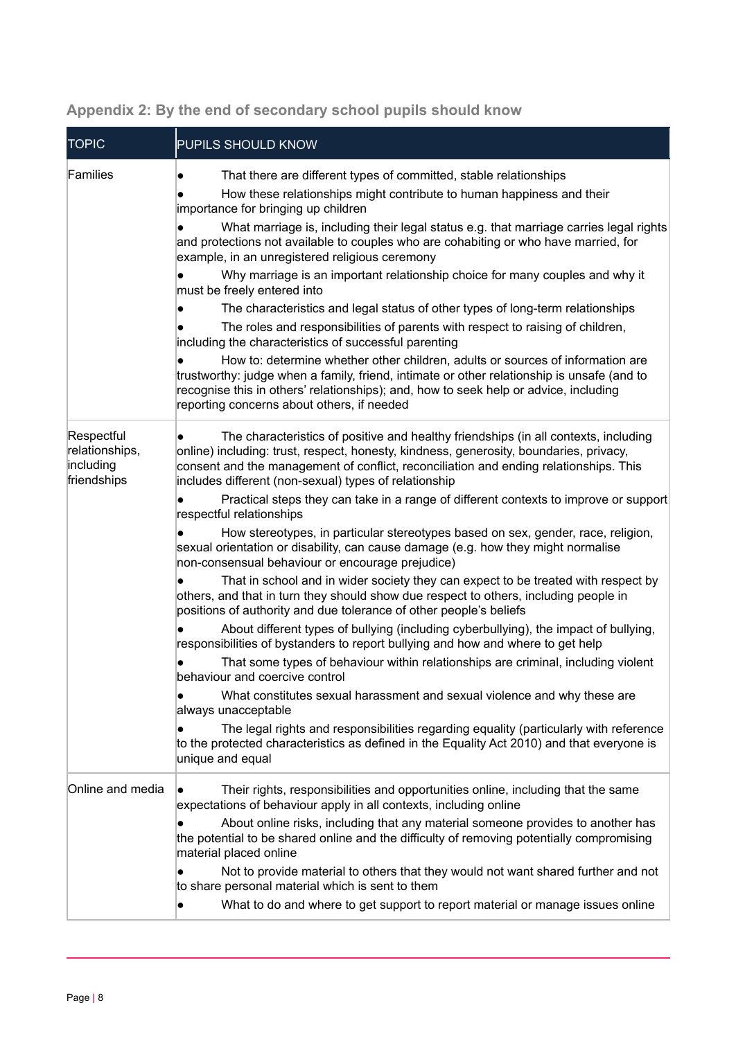## Appendix 2: By the end of secondary school pupils should know

| TOPIC | PUPILS SHOULD KNOW |
| --- | --- |
| Families | ● That there are different types of committed, stable relationships<br>● How these relationships might contribute to human happiness and their importance for bringing up children<br>● What marriage is, including their legal status e.g. that marriage carries legal rights and protections not available to couples who are cohabiting or who have married, for example, in an unregistered religious ceremony<br>● Why marriage is an important relationship choice for many couples and why it must be freely entered into<br>● The characteristics and legal status of other types of long-term relationships<br>● The roles and responsibilities of parents with respect to raising of children, including the characteristics of successful parenting<br>● How to: determine whether other children, adults or sources of information are trustworthy: judge when a family, friend, intimate or other relationship is unsafe (and to recognise this in others' relationships); and, how to seek help or advice, including reporting concerns about others, if needed |
| Respectful relationships, including friendships | ● The characteristics of positive and healthy friendships (in all contexts, including online) including: trust, respect, honesty, kindness, generosity, boundaries, privacy, consent and the management of conflict, reconciliation and ending relationships. This includes different (non-sexual) types of relationship<br>● Practical steps they can take in a range of different contexts to improve or support respectful relationships<br>● How stereotypes, in particular stereotypes based on sex, gender, race, religion, sexual orientation or disability, can cause damage (e.g. how they might normalise non-consensual behaviour or encourage prejudice)<br>● That in school and in wider society they can expect to be treated with respect by others, and that in turn they should show due respect to others, including people in positions of authority and due tolerance of other people's beliefs<br>● About different types of bullying (including cyberbullying), the impact of bullying, responsibilities of bystanders to report bullying and how and where to get help<br>● That some types of behaviour within relationships are criminal, including violent behaviour and coercive control<br>● What constitutes sexual harassment and sexual violence and why these are always unacceptable<br>● The legal rights and responsibilities regarding equality (particularly with reference to the protected characteristics as defined in the Equality Act 2010) and that everyone is unique and equal |
| Online and media | ● Their rights, responsibilities and opportunities online, including that the same expectations of behaviour apply in all contexts, including online<br>● About online risks, including that any material someone provides to another has the potential to be shared online and the difficulty of removing potentially compromising material placed online<br>● Not to provide material to others that they would not want shared further and not to share personal material which is sent to them<br>● What to do and where to get support to report material or manage issues online |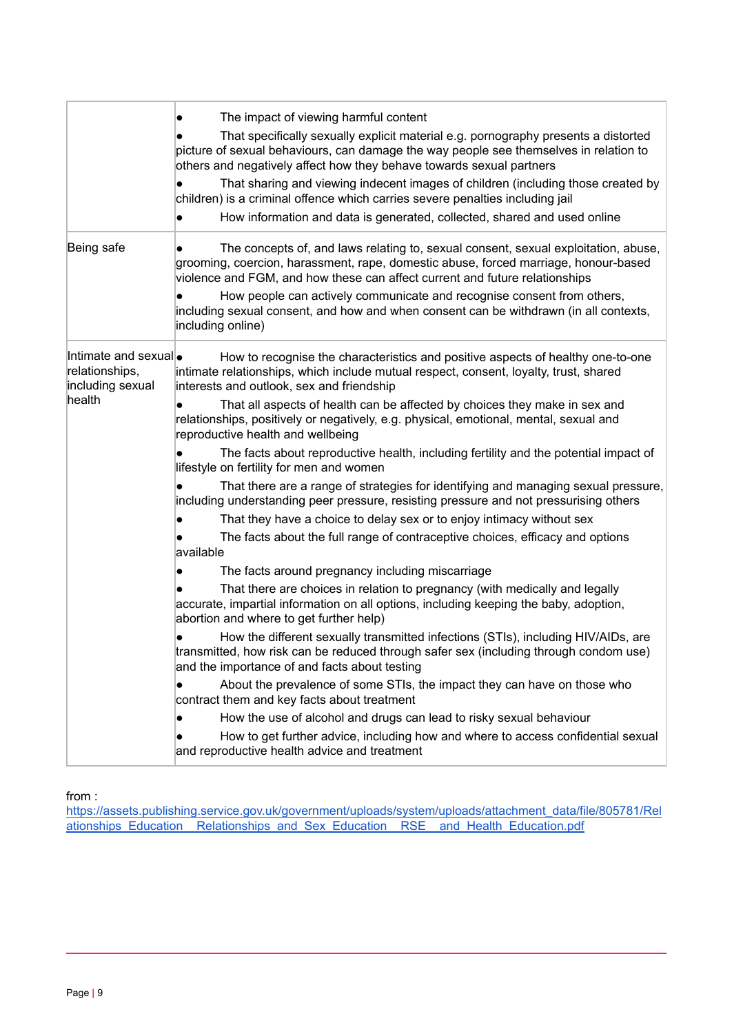| | |
|---|---|
| | • The impact of viewing harmful content<br>• That specifically sexually explicit material e.g. pornography presents a distorted picture of sexual behaviours, can damage the way people see themselves in relation to others and negatively affect how they behave towards sexual partners<br>• That sharing and viewing indecent images of children (including those created by children) is a criminal offence which carries severe penalties including jail<br>• How information and data is generated, collected, shared and used online |
| Being safe | • The concepts of, and laws relating to, sexual consent, sexual exploitation, abuse, grooming, coercion, harassment, rape, domestic abuse, forced marriage, honour-based violence and FGM, and how these can affect current and future relationships<br>• How people can actively communicate and recognise consent from others, including sexual consent, and how and when consent can be withdrawn (in all contexts, including online) |
| Intimate and sexual relationships, including sexual health | • How to recognise the characteristics and positive aspects of healthy one-to-one intimate relationships, which include mutual respect, consent, loyalty, trust, shared interests and outlook, sex and friendship<br>• That all aspects of health can be affected by choices they make in sex and relationships, positively or negatively, e.g. physical, emotional, mental, sexual and reproductive health and wellbeing<br>• The facts about reproductive health, including fertility and the potential impact of lifestyle on fertility for men and women<br>• That there are a range of strategies for identifying and managing sexual pressure, including understanding peer pressure, resisting pressure and not pressurising others<br>• That they have a choice to delay sex or to enjoy intimacy without sex<br>• The facts about the full range of contraceptive choices, efficacy and options available<br>• The facts around pregnancy including miscarriage<br>• That there are choices in relation to pregnancy (with medically and legally accurate, impartial information on all options, including keeping the baby, adoption, abortion and where to get further help)<br>• How the different sexually transmitted infections (STIs), including HIV/AIDs, are transmitted, how risk can be reduced through safer sex (including through condom use) and the importance of and facts about testing<br>• About the prevalence of some STIs, the impact they can have on those who contract them and key facts about treatment<br>• How the use of alcohol and drugs can lead to risky sexual behaviour<br>• How to get further advice, including how and where to access confidential sexual and reproductive health advice and treatment |

from :
https://assets.publishing.service.gov.uk/government/uploads/system/uploads/attachment_data/file/805781/Relationships_Education__Relationships_and_Sex_Education__RSE__and_Health_Education.pdf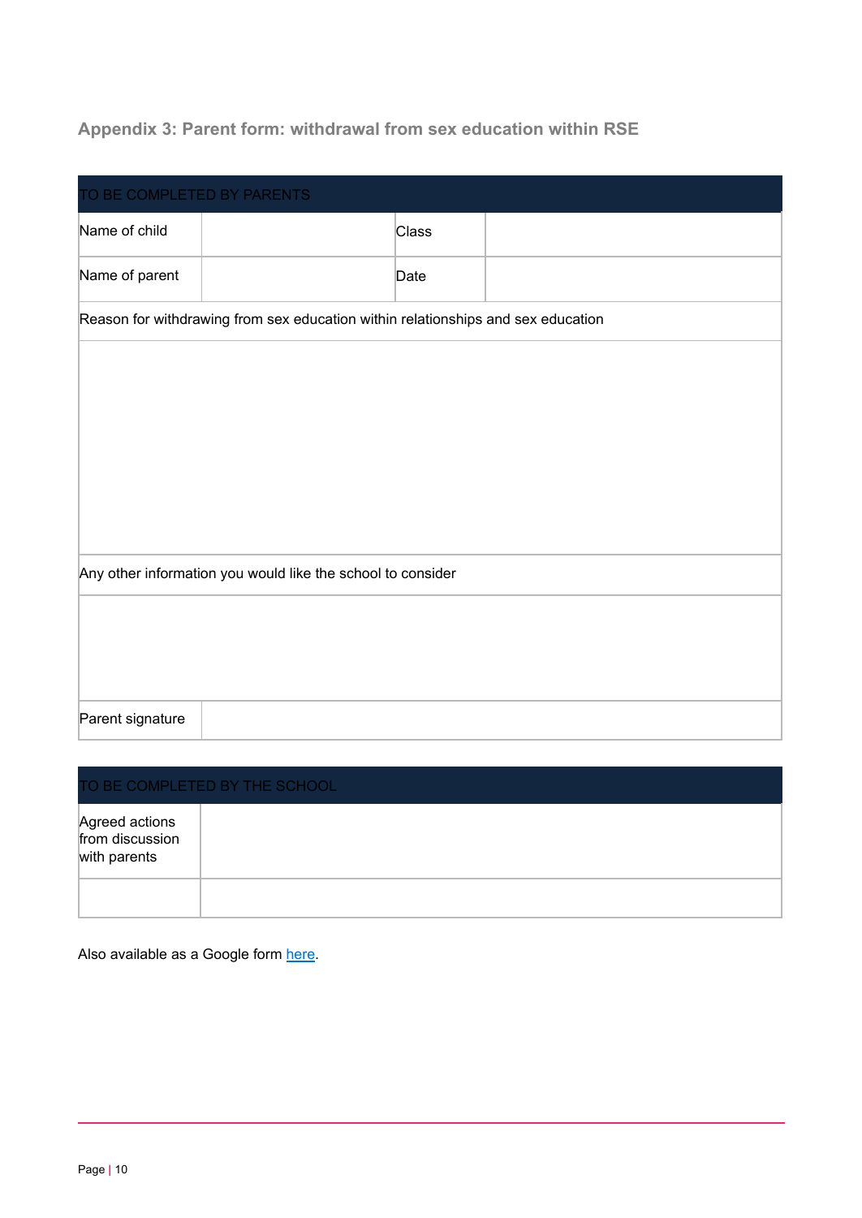## Appendix 3: Parent form: withdrawal from sex education within RSE

| TO BE COMPLETED BY PARENTS | | | |
|---|---|---|---|
| Name of child | | Class | |
| Name of parent | | Date | |
| Reason for withdrawing from sex education within relationships and sex education | | | |
| | | | |
| Any other information you would like the school to consider | | | |
| | | | |
| Parent signature | | | |

| TO BE COMPLETED BY THE SCHOOL | |
|---|---|
| Agreed actions from discussion with parents | |
| | |

Also available as a Google form [here](#).